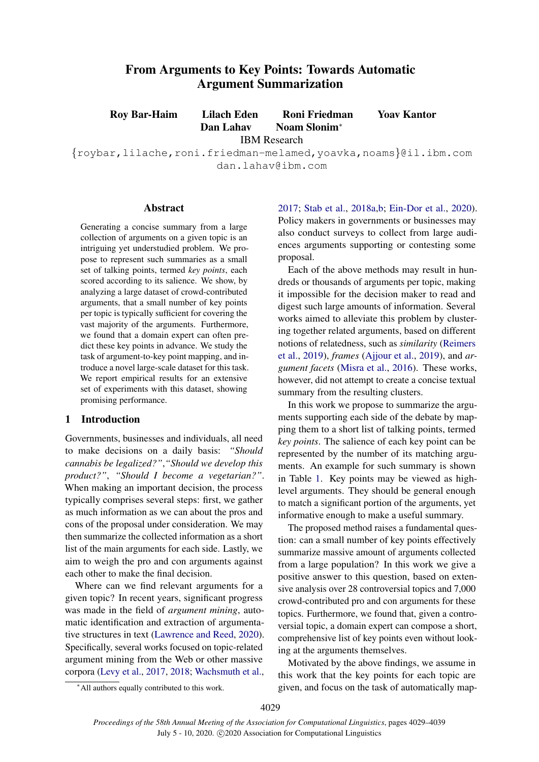# From Arguments to Key Points: Towards Automatic Argument Summarization

**Roy Bar-Haim** **Lilach Eden** **Roni Friedman** **Yoav Kantor**
**Dan Lahav** **Noam Slonim***

IBM Research

{roybar,lilache,roni.friedman-melamed,yoavka,noams}@il.ibm.com
dan.lahav@ibm.com

## Abstract

Generating a concise summary from a large collection of arguments on a given topic is an intriguing yet understudied problem. We propose to represent such summaries as a small set of talking points, termed *key points*, each scored according to its salience. We show, by analyzing a large dataset of crowd-contributed arguments, that a small number of key points per topic is typically sufficient for covering the vast majority of the arguments. Furthermore, we found that a domain expert can often predict these key points in advance. We study the task of argument-to-key point mapping, and introduce a novel large-scale dataset for this task. We report empirical results for an extensive set of experiments with this dataset, showing promising performance.

## 1 Introduction

Governments, businesses and individuals, all need to make decisions on a daily basis: *"Should cannabis be legalized?"*,*"Should we develop this product?"*, *"Should I become a vegetarian?"*. When making an important decision, the process typically comprises several steps: first, we gather as much information as we can about the pros and cons of the proposal under consideration. We may then summarize the collected information as a short list of the main arguments for each side. Lastly, we aim to weigh the pro and con arguments against each other to make the final decision.

Where can we find relevant arguments for a given topic? In recent years, significant progress was made in the field of *argument mining*, automatic identification and extraction of argumentative structures in text (Lawrence and Reed, 2020). Specifically, several works focused on topic-related argument mining from the Web or other massive corpora (Levy et al., 2017, 2018; Wachsmuth et al., 2017; Stab et al., 2018a,b; Ein-Dor et al., 2020). Policy makers in governments or businesses may also conduct surveys to collect from large audiences arguments supporting or contesting some proposal.

Each of the above methods may result in hundreds or thousands of arguments per topic, making it impossible for the decision maker to read and digest such large amounts of information. Several works aimed to alleviate this problem by clustering together related arguments, based on different notions of relatedness, such as *similarity* (Reimers et al., 2019), *frames* (Ajjour et al., 2019), and *argument facets* (Misra et al., 2016). These works, however, did not attempt to create a concise textual summary from the resulting clusters.

In this work we propose to summarize the arguments supporting each side of the debate by mapping them to a short list of talking points, termed *key points*. The salience of each key point can be represented by the number of its matching arguments. An example for such summary is shown in Table 1. Key points may be viewed as high-level arguments. They should be general enough to match a significant portion of the arguments, yet informative enough to make a useful summary.

The proposed method raises a fundamental question: can a small number of key points effectively summarize massive amount of arguments collected from a large population? In this work we give a positive answer to this question, based on extensive analysis over 28 controversial topics and 7,000 crowd-contributed pro and con arguments for these topics. Furthermore, we found that, given a controversial topic, a domain expert can compose a short, comprehensive list of key points even without looking at the arguments themselves.

Motivated by the above findings, we assume in this work that the key points for each topic are given, and focus on the task of automatically map-

*All authors equally contributed to this work.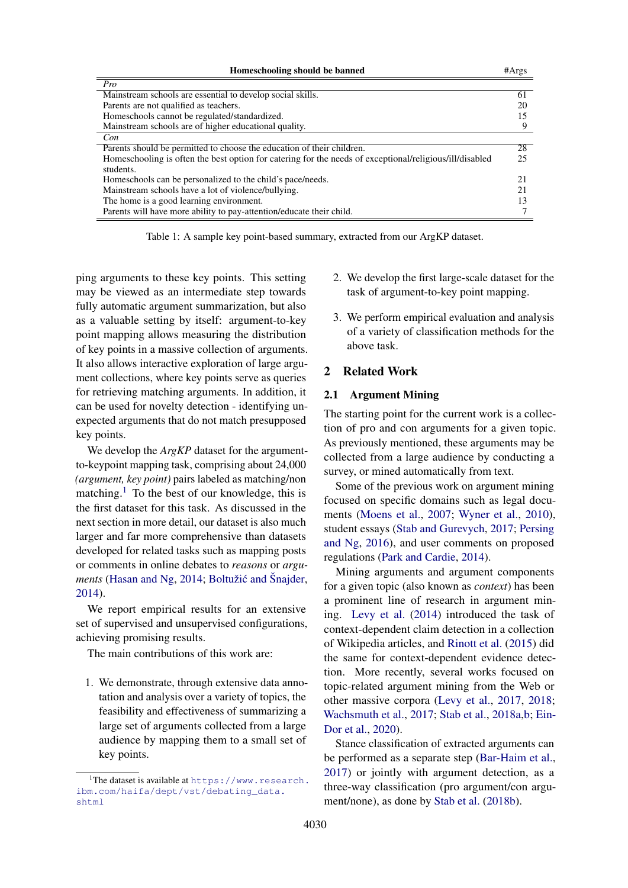| Homeschooling should be banned | #Args |
|---|---|
| *Pro* | |
| Mainstream schools are essential to develop social skills. | 61 |
| Parents are not qualified as teachers. | 20 |
| Homeschools cannot be regulated/standardized. | 15 |
| Mainstream schools are of higher educational quality. | 9 |
| *Con* | |
| Parents should be permitted to choose the education of their children. | 28 |
| Homeschooling is often the best option for catering for the needs of exceptional/religious/ill/disabled students. | 25 |
| Homeschools can be personalized to the child's pace/needs. | 21 |
| Mainstream schools have a lot of violence/bullying. | 21 |
| The home is a good learning environment. | 13 |
| Parents will have more ability to pay-attention/educate their child. | 7 |

Table 1: A sample key point-based summary, extracted from our ArgKP dataset.

ping arguments to these key points. This setting may be viewed as an intermediate step towards fully automatic argument summarization, but also as a valuable setting by itself: argument-to-key point mapping allows measuring the distribution of key points in a massive collection of arguments. It also allows interactive exploration of large argument collections, where key points serve as queries for retrieving matching arguments. In addition, it can be used for novelty detection - identifying unexpected arguments that do not match presupposed key points.

We develop the *ArgKP* dataset for the argument-to-keypoint mapping task, comprising about 24,000 *(argument, key point)* pairs labeled as matching/non matching.[1] To the best of our knowledge, this is the first dataset for this task. As discussed in the next section in more detail, our dataset is also much larger and far more comprehensive than datasets developed for related tasks such as mapping posts or comments in online debates to *reasons* or *arguments* (Hasan and Ng, 2014; Boltužić and Šnajder, 2014).

We report empirical results for an extensive set of supervised and unsupervised configurations, achieving promising results.

The main contributions of this work are:

1. We demonstrate, through extensive data annotation and analysis over a variety of topics, the feasibility and effectiveness of summarizing a large set of arguments collected from a large audience by mapping them to a small set of key points.
2. We develop the first large-scale dataset for the task of argument-to-key point mapping.
3. We perform empirical evaluation and analysis of a variety of classification methods for the above task.

[1] The dataset is available at https://www.research.ibm.com/haifa/dept/vst/debating_data.shtml

## 2 Related Work

### 2.1 Argument Mining

The starting point for the current work is a collection of pro and con arguments for a given topic. As previously mentioned, these arguments may be collected from a large audience by conducting a survey, or mined automatically from text.

Some of the previous work on argument mining focused on specific domains such as legal documents (Moens et al., 2007; Wyner et al., 2010), student essays (Stab and Gurevych, 2017; Persing and Ng, 2016), and user comments on proposed regulations (Park and Cardie, 2014).

Mining arguments and argument components for a given topic (also known as *context*) has been a prominent line of research in argument mining. Levy et al. (2014) introduced the task of context-dependent claim detection in a collection of Wikipedia articles, and Rinott et al. (2015) did the same for context-dependent evidence detection. More recently, several works focused on topic-related argument mining from the Web or other massive corpora (Levy et al., 2017, 2018; Wachsmuth et al., 2017; Stab et al., 2018a,b; Ein-Dor et al., 2020).

Stance classification of extracted arguments can be performed as a separate step (Bar-Haim et al., 2017) or jointly with argument detection, as a three-way classification (pro argument/con argument/none), as done by Stab et al. (2018b).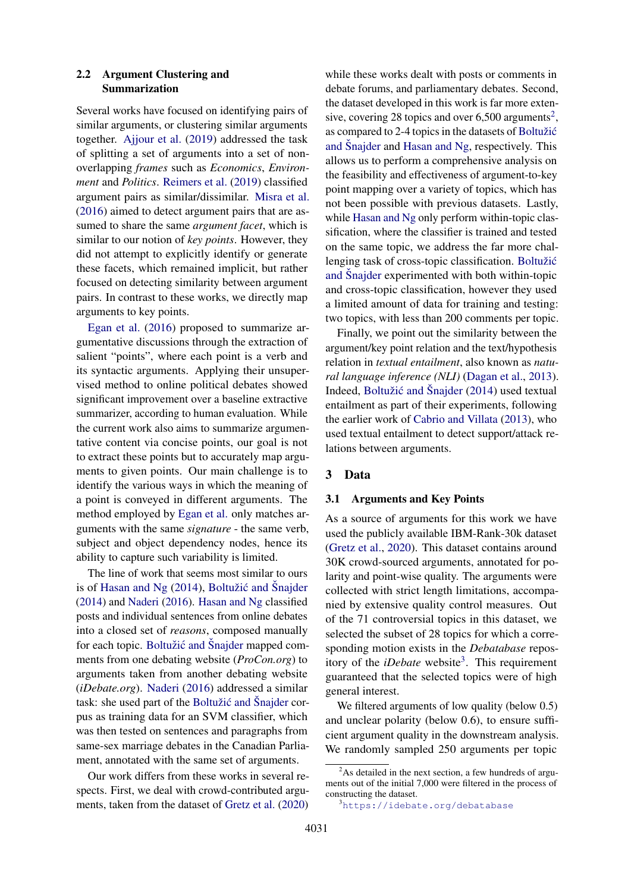### 2.2 Argument Clustering and Summarization

Several works have focused on identifying pairs of similar arguments, or clustering similar arguments together. Ajjour et al. (2019) addressed the task of splitting a set of arguments into a set of non-overlapping *frames* such as *Economics*, *Environment* and *Politics*. Reimers et al. (2019) classified argument pairs as similar/dissimilar. Misra et al. (2016) aimed to detect argument pairs that are assumed to share the same *argument facet*, which is similar to our notion of *key points*. However, they did not attempt to explicitly identify or generate these facets, which remained implicit, but rather focused on detecting similarity between argument pairs. In contrast to these works, we directly map arguments to key points.

Egan et al. (2016) proposed to summarize argumentative discussions through the extraction of salient "points", where each point is a verb and its syntactic arguments. Applying their unsupervised method to online political debates showed significant improvement over a baseline extractive summarizer, according to human evaluation. While the current work also aims to summarize argumentative content via concise points, our goal is not to extract these points but to accurately map arguments to given points. Our main challenge is to identify the various ways in which the meaning of a point is conveyed in different arguments. The method employed by Egan et al. only matches arguments with the same *signature* - the same verb, subject and object dependency nodes, hence its ability to capture such variability is limited.

The line of work that seems most similar to ours is of Hasan and Ng (2014), Boltužić and Šnajder (2014) and Naderi (2016). Hasan and Ng classified posts and individual sentences from online debates into a closed set of *reasons*, composed manually for each topic. Boltužić and Šnajder mapped comments from one debating website (*ProCon.org*) to arguments taken from another debating website (*iDebate.org*). Naderi (2016) addressed a similar task: she used part of the Boltužić and Šnajder corpus as training data for an SVM classifier, which was then tested on sentences and paragraphs from same-sex marriage debates in the Canadian Parliament, annotated with the same set of arguments.

Our work differs from these works in several respects. First, we deal with crowd-contributed arguments, taken from the dataset of Gretz et al. (2020) while these works dealt with posts or comments in debate forums, and parliamentary debates. Second, the dataset developed in this work is far more extensive, covering 28 topics and over 6,500 arguments[2], as compared to 2-4 topics in the datasets of Boltužić and Šnajder and Hasan and Ng, respectively. This allows us to perform a comprehensive analysis on the feasibility and effectiveness of argument-to-key point mapping over a variety of topics, which has not been possible with previous datasets. Lastly, while Hasan and Ng only perform within-topic classification, where the classifier is trained and tested on the same topic, we address the far more challenging task of cross-topic classification. Boltužić and Šnajder experimented with both within-topic and cross-topic classification, however they used a limited amount of data for training and testing: two topics, with less than 200 comments per topic.

Finally, we point out the similarity between the argument/key point relation and the text/hypothesis relation in *textual entailment*, also known as *natural language inference (NLI)* (Dagan et al., 2013). Indeed, Boltužić and Šnajder (2014) used textual entailment as part of their experiments, following the earlier work of Cabrio and Villata (2013), who used textual entailment to detect support/attack relations between arguments.

## 3 Data

### 3.1 Arguments and Key Points

As a source of arguments for this work we have used the publicly available IBM-Rank-30k dataset (Gretz et al., 2020). This dataset contains around 30K crowd-sourced arguments, annotated for polarity and point-wise quality. The arguments were collected with strict length limitations, accompanied by extensive quality control measures. Out of the 71 controversial topics in this dataset, we selected the subset of 28 topics for which a corresponding motion exists in the *Debatabase* repository of the *iDebate* website[3]. This requirement guaranteed that the selected topics were of high general interest.

We filtered arguments of low quality (below 0.5) and unclear polarity (below 0.6), to ensure sufficient argument quality in the downstream analysis. We randomly sampled 250 arguments per topic

[2] As detailed in the next section, a few hundreds of arguments out of the initial 7,000 were filtered in the process of constructing the dataset.

[3] https://idebate.org/debatabase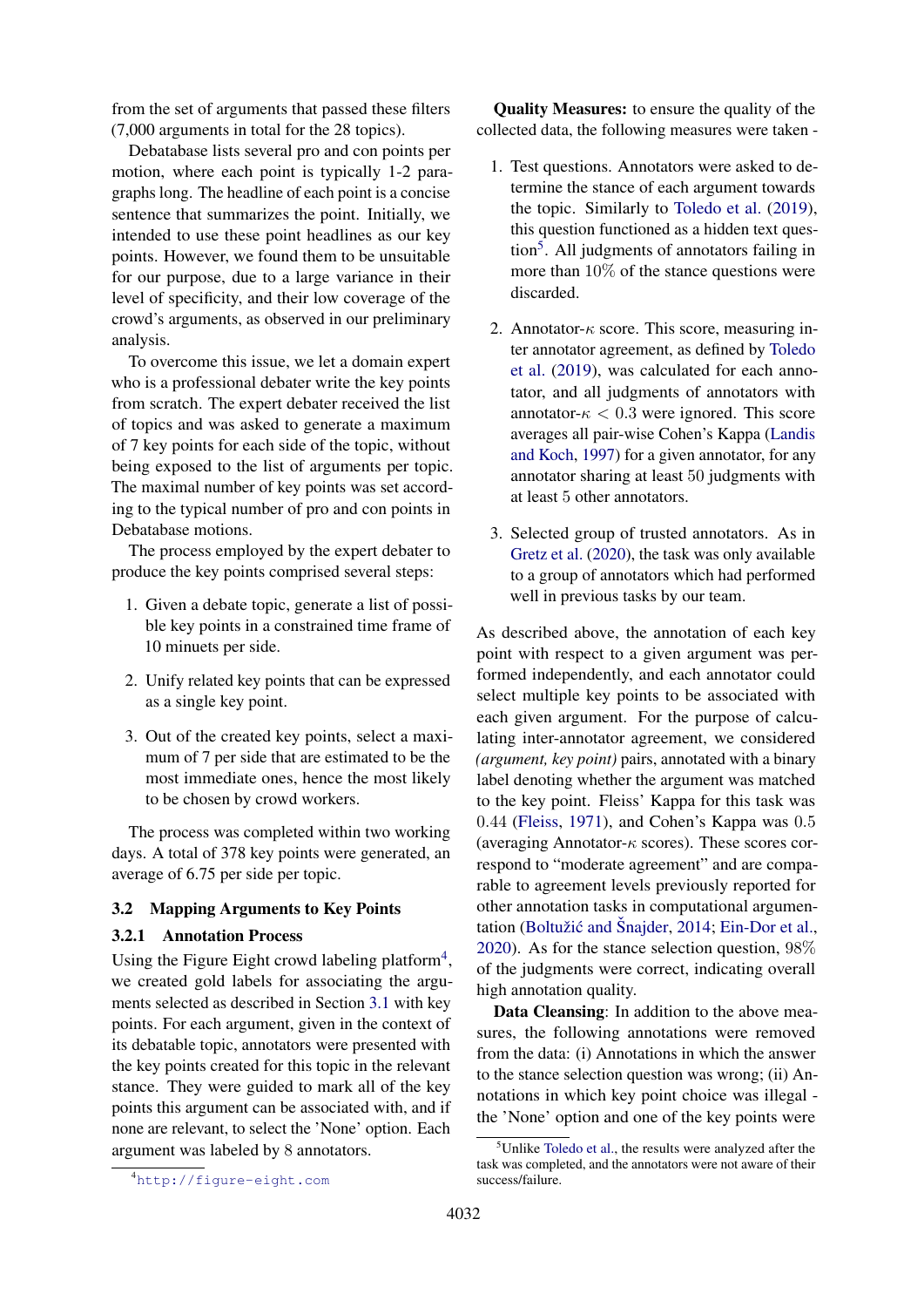from the set of arguments that passed these filters (7,000 arguments in total for the 28 topics).

Debatabase lists several pro and con points per motion, where each point is typically 1-2 paragraphs long. The headline of each point is a concise sentence that summarizes the point. Initially, we intended to use these point headlines as our key points. However, we found them to be unsuitable for our purpose, due to a large variance in their level of specificity, and their low coverage of the crowd's arguments, as observed in our preliminary analysis.

To overcome this issue, we let a domain expert who is a professional debater write the key points from scratch. The expert debater received the list of topics and was asked to generate a maximum of 7 key points for each side of the topic, without being exposed to the list of arguments per topic. The maximal number of key points was set according to the typical number of pro and con points in Debatabase motions.

The process employed by the expert debater to produce the key points comprised several steps:

1. Given a debate topic, generate a list of possible key points in a constrained time frame of 10 minuets per side.
2. Unify related key points that can be expressed as a single key point.
3. Out of the created key points, select a maximum of 7 per side that are estimated to be the most immediate ones, hence the most likely to be chosen by crowd workers.

The process was completed within two working days. A total of 378 key points were generated, an average of 6.75 per side per topic.

## 3.2 Mapping Arguments to Key Points

### 3.2.1 Annotation Process

Using the Figure Eight crowd labeling platform[4], we created gold labels for associating the arguments selected as described in Section 3.1 with key points. For each argument, given in the context of its debatable topic, annotators were presented with the key points created for this topic in the relevant stance. They were guided to mark all of the key points this argument can be associated with, and if none are relevant, to select the 'None' option. Each argument was labeled by 8 annotators.

[4] http://figure-eight.com

**Quality Measures:** to ensure the quality of the collected data, the following measures were taken -

1. Test questions. Annotators were asked to determine the stance of each argument towards the topic. Similarly to Toledo et al. (2019), this question functioned as a hidden text question[5]. All judgments of annotators failing in more than $10\%$ of the stance questions were discarded.
2. Annotator-$\kappa$ score. This score, measuring inter annotator agreement, as defined by Toledo et al. (2019), was calculated for each annotator, and all judgments of annotators with annotator-$\kappa < 0.3$ were ignored. This score averages all pair-wise Cohen's Kappa (Landis and Koch, 1997) for a given annotator, for any annotator sharing at least 50 judgments with at least 5 other annotators.
3. Selected group of trusted annotators. As in Gretz et al. (2020), the task was only available to a group of annotators which had performed well in previous tasks by our team.

As described above, the annotation of each key point with respect to a given argument was performed independently, and each annotator could select multiple key points to be associated with each given argument. For the purpose of calculating inter-annotator agreement, we considered *(argument, key point)* pairs, annotated with a binary label denoting whether the argument was matched to the key point. Fleiss' Kappa for this task was 0.44 (Fleiss, 1971), and Cohen's Kappa was 0.5 (averaging Annotator-$\kappa$ scores). These scores correspond to "moderate agreement" and are comparable to agreement levels previously reported for other annotation tasks in computational argumentation (Boltužić and Šnajder, 2014; Ein-Dor et al., 2020). As for the stance selection question, $98\%$ of the judgments were correct, indicating overall high annotation quality.

**Data Cleansing**: In addition to the above measures, the following annotations were removed from the data: (i) Annotations in which the answer to the stance selection question was wrong; (ii) Annotations in which key point choice was illegal - the 'None' option and one of the key points were

[5] Unlike Toledo et al., the results were analyzed after the task was completed, and the annotators were not aware of their success/failure.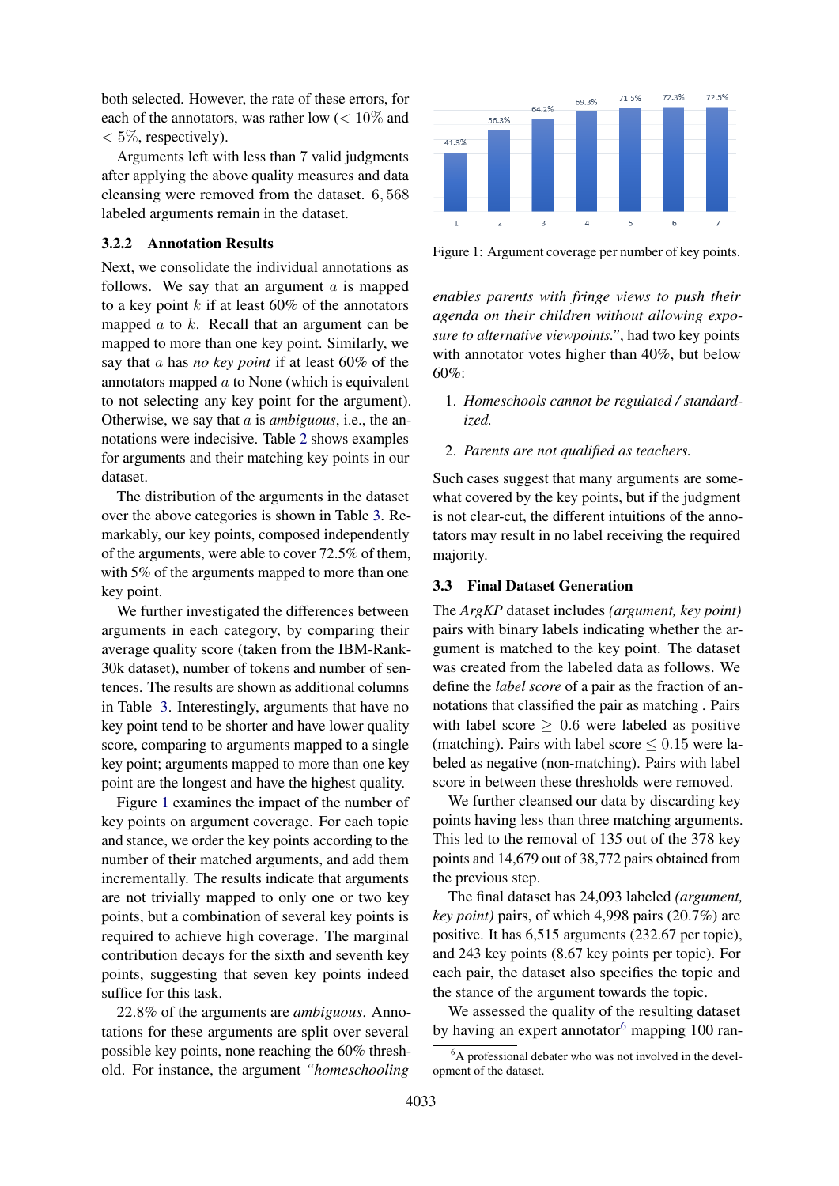both selected. However, the rate of these errors, for each of the annotators, was rather low ($< 10\%$ and $< 5\%$, respectively).

Arguments left with less than 7 valid judgments after applying the above quality measures and data cleansing were removed from the dataset. $6,568$ labeled arguments remain in the dataset.

#### 3.2.2 Annotation Results

Next, we consolidate the individual annotations as follows. We say that an argument $a$ is mapped to a key point $k$ if at least 60% of the annotators mapped $a$ to $k$. Recall that an argument can be mapped to more than one key point. Similarly, we say that $a$ has *no key point* if at least 60% of the annotators mapped $a$ to None (which is equivalent to not selecting any key point for the argument). Otherwise, we say that $a$ is *ambiguous*, i.e., the annotations were indecisive. Table 2 shows examples for arguments and their matching key points in our dataset.

The distribution of the arguments in the dataset over the above categories is shown in Table 3. Remarkably, our key points, composed independently of the arguments, were able to cover 72.5% of them, with 5% of the arguments mapped to more than one key point.

We further investigated the differences between arguments in each category, by comparing their average quality score (taken from the IBM-Rank-30k dataset), number of tokens and number of sentences. The results are shown as additional columns in Table 3. Interestingly, arguments that have no key point tend to be shorter and have lower quality score, comparing to arguments mapped to a single key point; arguments mapped to more than one key point are the longest and have the highest quality.

Figure 1 examines the impact of the number of key points on argument coverage. For each topic and stance, we order the key points according to the number of their matched arguments, and add them incrementally. The results indicate that arguments are not trivially mapped to only one or two key points, but a combination of several key points is required to achieve high coverage. The marginal contribution decays for the sixth and seventh key points, suggesting that seven key points indeed suffice for this task.

22.8% of the arguments are *ambiguous*. Annotations for these arguments are split over several possible key points, none reaching the 60% threshold. For instance, the argument *"homeschooling enables parents with fringe views to push their agenda on their children without allowing exposure to alternative viewpoints."*, had two key points with annotator votes higher than 40%, but below 60%:

1. *Homeschools cannot be regulated / standardized.*
2. *Parents are not qualified as teachers.*

Such cases suggest that many arguments are somewhat covered by the key points, but if the judgment is not clear-cut, the different intuitions of the annotators may result in no label receiving the required majority.

| Number of key points | 1 | 2 | 3 | 4 | 5 | 6 | 7 |
|---|---|---|---|---|---|---|---|
| Argument coverage | 41.3% | 56.3% | 64.2% | 69.3% | 71.5% | 72.3% | 72.5% |

Figure 1: Argument coverage per number of key points.

### 3.3 Final Dataset Generation

The *ArgKP* dataset includes *(argument, key point)* pairs with binary labels indicating whether the argument is matched to the key point. The dataset was created from the labeled data as follows. We define the *label score* of a pair as the fraction of annotations that classified the pair as matching . Pairs with label score $\geq 0.6$ were labeled as positive (matching). Pairs with label score $\leq 0.15$ were labeled as negative (non-matching). Pairs with label score in between these thresholds were removed.

We further cleansed our data by discarding key points having less than three matching arguments. This led to the removal of 135 out of the 378 key points and 14,679 out of 38,772 pairs obtained from the previous step.

The final dataset has 24,093 labeled *(argument, key point)* pairs, of which 4,998 pairs (20.7%) are positive. It has 6,515 arguments (232.67 per topic), and 243 key points (8.67 key points per topic). For each pair, the dataset also specifies the topic and the stance of the argument towards the topic.

We assessed the quality of the resulting dataset by having an expert annotator[6] mapping 100 ran-

[6] A professional debater who was not involved in the development of the dataset.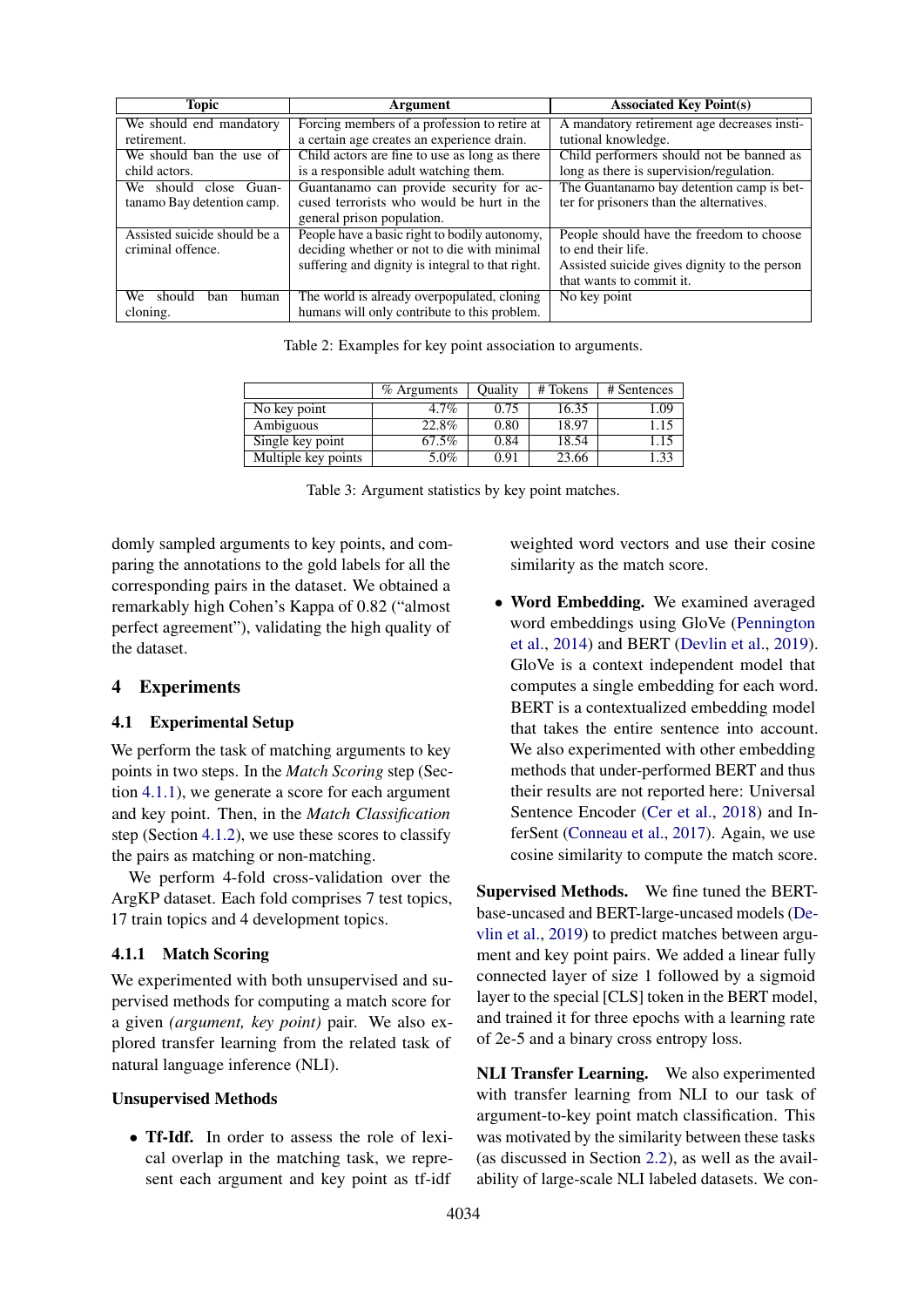| Topic | Argument | Associated Key Point(s) |
|---|---|---|
| We should end mandatory retirement. | Forcing members of a profession to retire at a certain age creates an experience drain. | A mandatory retirement age decreases institutional knowledge. |
| We should ban the use of child actors. | Child actors are fine to use as long as there is a responsible adult watching them. | Child performers should not be banned as long as there is supervision/regulation. |
| We should close Guantanamo Bay detention camp. | Guantanamo can provide security for accused terrorists who would be hurt in the general prison population. | The Guantanamo bay detention camp is better for prisoners than the alternatives. |
| Assisted suicide should be a criminal offence. | People have a basic right to bodily autonomy, deciding whether or not to die with minimal suffering and dignity is integral to that right. | People should have the freedom to choose to end their life. Assisted suicide gives dignity to the person that wants to commit it. |
| We should ban human cloning. | The world is already overpopulated, cloning humans will only contribute to this problem. | No key point |

Table 2: Examples for key point association to arguments.

| | % Arguments | Quality | # Tokens | # Sentences |
|---|---|---|---|---|
| No key point | 4.7% | 0.75 | 16.35 | 1.09 |
| Ambiguous | 22.8% | 0.80 | 18.97 | 1.15 |
| Single key point | 67.5% | 0.84 | 18.54 | 1.15 |
| Multiple key points | 5.0% | 0.91 | 23.66 | 1.33 |

Table 3: Argument statistics by key point matches.

domly sampled arguments to key points, and comparing the annotations to the gold labels for all the corresponding pairs in the dataset. We obtained a remarkably high Cohen's Kappa of 0.82 ("almost perfect agreement"), validating the high quality of the dataset.

## 4 Experiments

### 4.1 Experimental Setup

We perform the task of matching arguments to key points in two steps. In the *Match Scoring* step (Section 4.1.1), we generate a score for each argument and key point. Then, in the *Match Classification* step (Section 4.1.2), we use these scores to classify the pairs as matching or non-matching.

We perform 4-fold cross-validation over the ArgKP dataset. Each fold comprises 7 test topics, 17 train topics and 4 development topics.

#### 4.1.1 Match Scoring

We experimented with both unsupervised and supervised methods for computing a match score for a given *(argument, key point)* pair. We also explored transfer learning from the related task of natural language inference (NLI).

**Unsupervised Methods**

- **Tf-Idf.** In order to assess the role of lexical overlap in the matching task, we represent each argument and key point as tf-idf weighted word vectors and use their cosine similarity as the match score.
- **Word Embedding.** We examined averaged word embeddings using GloVe (Pennington et al., 2014) and BERT (Devlin et al., 2019). GloVe is a context independent model that computes a single embedding for each word. BERT is a contextualized embedding model that takes the entire sentence into account. We also experimented with other embedding methods that under-performed BERT and thus their results are not reported here: Universal Sentence Encoder (Cer et al., 2018) and InferSent (Conneau et al., 2017). Again, we use cosine similarity to compute the match score.

**Supervised Methods.** We fine tuned the BERT-base-uncased and BERT-large-uncased models (Devlin et al., 2019) to predict matches between argument and key point pairs. We added a linear fully connected layer of size 1 followed by a sigmoid layer to the special [CLS] token in the BERT model, and trained it for three epochs with a learning rate of 2e-5 and a binary cross entropy loss.

**NLI Transfer Learning.** We also experimented with transfer learning from NLI to our task of argument-to-key point match classification. This was motivated by the similarity between these tasks (as discussed in Section 2.2), as well as the availability of large-scale NLI labeled datasets. We con-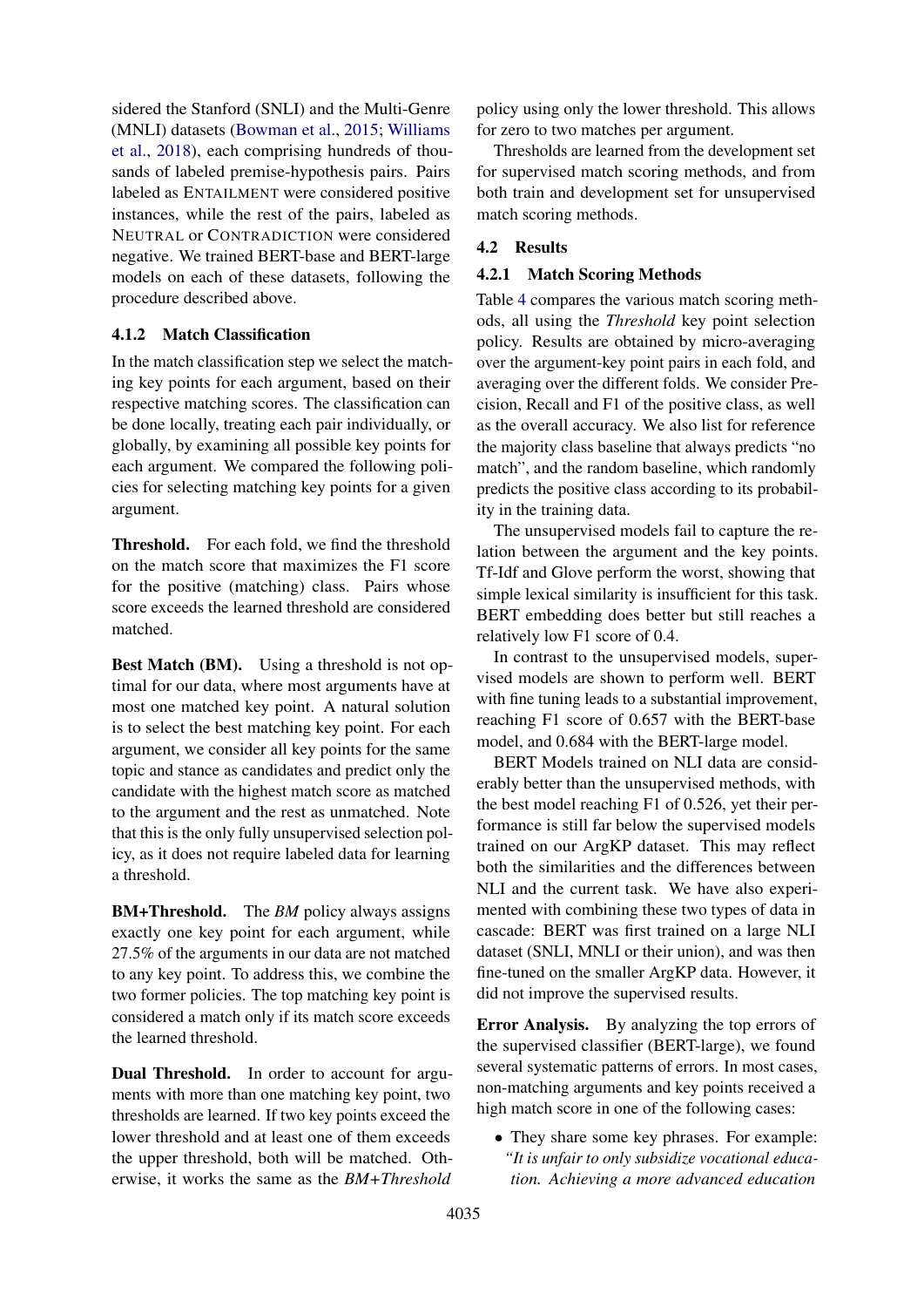sidered the Stanford (SNLI) and the Multi-Genre (MNLI) datasets (Bowman et al., 2015; Williams et al., 2018), each comprising hundreds of thousands of labeled premise-hypothesis pairs. Pairs labeled as ENTAILMENT were considered positive instances, while the rest of the pairs, labeled as NEUTRAL or CONTRADICTION were considered negative. We trained BERT-base and BERT-large models on each of these datasets, following the procedure described above.

#### 4.1.2 Match Classification

In the match classification step we select the matching key points for each argument, based on their respective matching scores. The classification can be done locally, treating each pair individually, or globally, by examining all possible key points for each argument. We compared the following policies for selecting matching key points for a given argument.

**Threshold.** For each fold, we find the threshold on the match score that maximizes the F1 score for the positive (matching) class. Pairs whose score exceeds the learned threshold are considered matched.

**Best Match (BM).** Using a threshold is not optimal for our data, where most arguments have at most one matched key point. A natural solution is to select the best matching key point. For each argument, we consider all key points for the same topic and stance as candidates and predict only the candidate with the highest match score as matched to the argument and the rest as unmatched. Note that this is the only fully unsupervised selection policy, as it does not require labeled data for learning a threshold.

**BM+Threshold.** The *BM* policy always assigns exactly one key point for each argument, while 27.5% of the arguments in our data are not matched to any key point. To address this, we combine the two former policies. The top matching key point is considered a match only if its match score exceeds the learned threshold.

**Dual Threshold.** In order to account for arguments with more than one matching key point, two thresholds are learned. If two key points exceed the lower threshold and at least one of them exceeds the upper threshold, both will be matched. Otherwise, it works the same as the *BM+Threshold* policy using only the lower threshold. This allows for zero to two matches per argument.

Thresholds are learned from the development set for supervised match scoring methods, and from both train and development set for unsupervised match scoring methods.

### 4.2 Results

#### 4.2.1 Match Scoring Methods

Table 4 compares the various match scoring methods, all using the *Threshold* key point selection policy. Results are obtained by micro-averaging over the argument-key point pairs in each fold, and averaging over the different folds. We consider Precision, Recall and F1 of the positive class, as well as the overall accuracy. We also list for reference the majority class baseline that always predicts "no match", and the random baseline, which randomly predicts the positive class according to its probability in the training data.

The unsupervised models fail to capture the relation between the argument and the key points. Tf-Idf and Glove perform the worst, showing that simple lexical similarity is insufficient for this task. BERT embedding does better but still reaches a relatively low F1 score of 0.4.

In contrast to the unsupervised models, supervised models are shown to perform well. BERT with fine tuning leads to a substantial improvement, reaching F1 score of 0.657 with the BERT-base model, and 0.684 with the BERT-large model.

BERT Models trained on NLI data are considerably better than the unsupervised methods, with the best model reaching F1 of 0.526, yet their performance is still far below the supervised models trained on our ArgKP dataset. This may reflect both the similarities and the differences between NLI and the current task. We have also experimented with combining these two types of data in cascade: BERT was first trained on a large NLI dataset (SNLI, MNLI or their union), and was then fine-tuned on the smaller ArgKP data. However, it did not improve the supervised results.

**Error Analysis.** By analyzing the top errors of the supervised classifier (BERT-large), we found several systematic patterns of errors. In most cases, non-matching arguments and key points received a high match score in one of the following cases:

- They share some key phrases. For example: *"It is unfair to only subsidize vocational education. Achieving a more advanced education*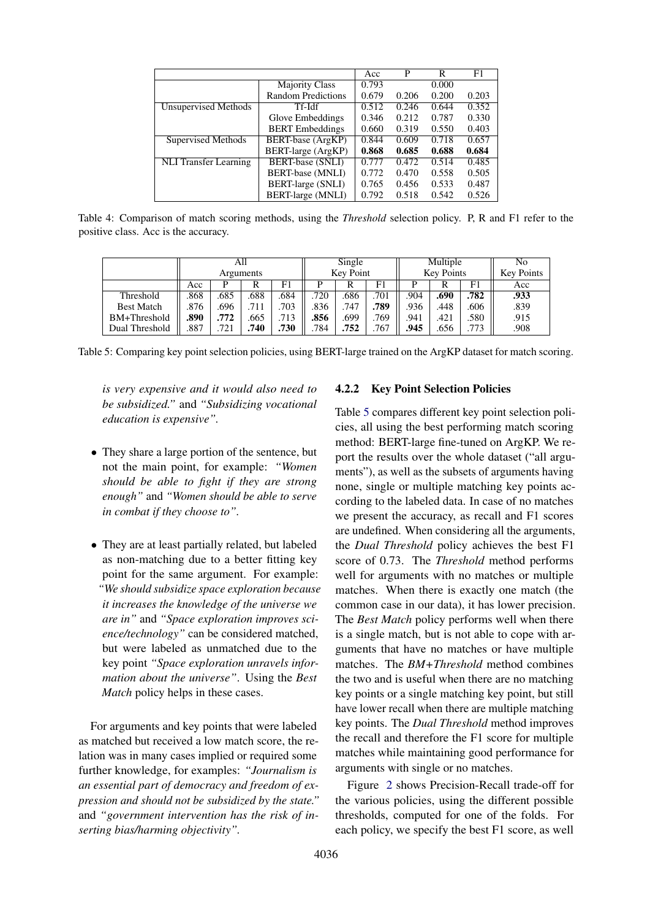|  |  | Acc | P | R | F1 |
|---|---|---|---|---|---|
|  | Majority Class | 0.793 |  | 0.000 |  |
|  | Random Predictions | 0.679 | 0.206 | 0.200 | 0.203 |
| Unsupervised Methods | Tf-Idf | 0.512 | 0.246 | 0.644 | 0.352 |
|  | Glove Embeddings | 0.346 | 0.212 | 0.787 | 0.330 |
|  | BERT Embeddings | 0.660 | 0.319 | 0.550 | 0.403 |
| Supervised Methods | BERT-base (ArgKP) | 0.844 | 0.609 | 0.718 | 0.657 |
|  | BERT-large (ArgKP) | **0.868** | **0.685** | **0.688** | **0.684** |
| NLI Transfer Learning | BERT-base (SNLI) | 0.777 | 0.472 | 0.514 | 0.485 |
|  | BERT-base (MNLI) | 0.772 | 0.470 | 0.558 | 0.505 |
|  | BERT-large (SNLI) | 0.765 | 0.456 | 0.533 | 0.487 |
|  | BERT-large (MNLI) | 0.792 | 0.518 | 0.542 | 0.526 |

Table 4: Comparison of match scoring methods, using the *Threshold* selection policy. P, R and F1 refer to the positive class. Acc is the accuracy.

|  | All Arguments |  |  |  | Single Key Point |  |  | Multiple Key Points |  |  | No Key Points |
|---|---|---|---|---|---|---|---|---|---|---|---|
|  | Acc | P | R | F1 | P | R | F1 | P | R | F1 | Acc |
| Threshold | .868 | .685 | .688 | .684 | .720 | .686 | .701 | .904 | **.690** | **.782** | **.933** |
| Best Match | .876 | .696 | .711 | .703 | .836 | .747 | **.789** | .936 | .448 | .606 | .839 |
| BM+Threshold | **.890** | **.772** | .665 | .713 | **.856** | .699 | .769 | .941 | .421 | .580 | .915 |
| Dual Threshold | .887 | .721 | **.740** | **.730** | .784 | **.752** | .767 | **.945** | .656 | .773 | .908 |

Table 5: Comparing key point selection policies, using BERT-large trained on the ArgKP dataset for match scoring.

*is very expensive and it would also need to be subsidized."* and *"Subsidizing vocational education is expensive"*.

- They share a large portion of the sentence, but not the main point, for example: *"Women should be able to fight if they are strong enough"* and *"Women should be able to serve in combat if they choose to"*.

- They are at least partially related, but labeled as non-matching due to a better fitting key point for the same argument. For example: *"We should subsidize space exploration because it increases the knowledge of the universe we are in"* and *"Space exploration improves science/technology"* can be considered matched, but were labeled as unmatched due to the key point *"Space exploration unravels information about the universe"*. Using the *Best Match* policy helps in these cases.

For arguments and key points that were labeled as matched but received a low match score, the relation was in many cases implied or required some further knowledge, for examples: *"Journalism is an essential part of democracy and freedom of expression and should not be subsidized by the state."* and *"government intervention has the risk of inserting bias/harming objectivity"*.

#### 4.2.2 Key Point Selection Policies

Table 5 compares different key point selection policies, all using the best performing match scoring method: BERT-large fine-tuned on ArgKP. We report the results over the whole dataset ("all arguments"), as well as the subsets of arguments having none, single or multiple matching key points according to the labeled data. In case of no matches we present the accuracy, as recall and F1 scores are undefined. When considering all the arguments, the *Dual Threshold* policy achieves the best F1 score of 0.73. The *Threshold* method performs well for arguments with no matches or multiple matches. When there is exactly one match (the common case in our data), it has lower precision. The *Best Match* policy performs well when there is a single match, but is not able to cope with arguments that have no matches or have multiple matches. The *BM+Threshold* method combines the two and is useful when there are no matching key points or a single matching key point, but still have lower recall when there are multiple matching key points. The *Dual Threshold* method improves the recall and therefore the F1 score for multiple matches while maintaining good performance for arguments with single or no matches.

Figure 2 shows Precision-Recall trade-off for the various policies, using the different possible thresholds, computed for one of the folds. For each policy, we specify the best F1 score, as well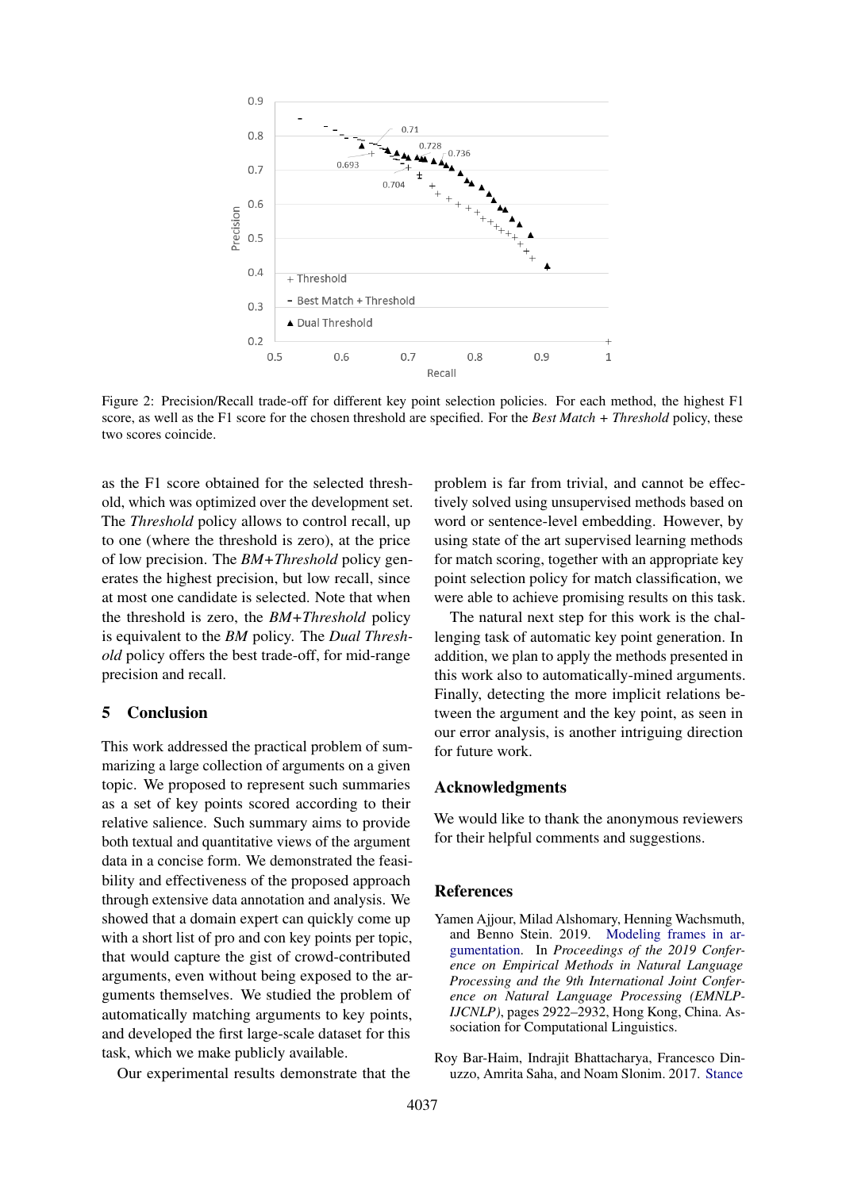Figure 2: Precision/Recall trade-off for different key point selection policies. For each method, the highest F1 score, as well as the F1 score for the chosen threshold are specified. For the *Best Match + Threshold* policy, these two scores coincide.

as the F1 score obtained for the selected threshold, which was optimized over the development set. The *Threshold* policy allows to control recall, up to one (where the threshold is zero), at the price of low precision. The *BM+Threshold* policy generates the highest precision, but low recall, since at most one candidate is selected. Note that when the threshold is zero, the *BM+Threshold* policy is equivalent to the *BM* policy. The *Dual Threshold* policy offers the best trade-off, for mid-range precision and recall.

## 5 Conclusion

This work addressed the practical problem of summarizing a large collection of arguments on a given topic. We proposed to represent such summaries as a set of key points scored according to their relative salience. Such summary aims to provide both textual and quantitative views of the argument data in a concise form. We demonstrated the feasibility and effectiveness of the proposed approach through extensive data annotation and analysis. We showed that a domain expert can quickly come up with a short list of pro and con key points per topic, that would capture the gist of crowd-contributed arguments, even without being exposed to the arguments themselves. We studied the problem of automatically matching arguments to key points, and developed the first large-scale dataset for this task, which we make publicly available.

Our experimental results demonstrate that the problem is far from trivial, and cannot be effectively solved using unsupervised methods based on word or sentence-level embedding. However, by using state of the art supervised learning methods for match scoring, together with an appropriate key point selection policy for match classification, we were able to achieve promising results on this task.

The natural next step for this work is the challenging task of automatic key point generation. In addition, we plan to apply the methods presented in this work also to automatically-mined arguments. Finally, detecting the more implicit relations between the argument and the key point, as seen in our error analysis, is another intriguing direction for future work.

## Acknowledgments

We would like to thank the anonymous reviewers for their helpful comments and suggestions.

## References

Yamen Ajjour, Milad Alshomary, Henning Wachsmuth, and Benno Stein. 2019. Modeling frames in argumentation. In *Proceedings of the 2019 Conference on Empirical Methods in Natural Language Processing and the 9th International Joint Conference on Natural Language Processing (EMNLP-IJCNLP)*, pages 2922–2932, Hong Kong, China. Association for Computational Linguistics.

Roy Bar-Haim, Indrajit Bhattacharya, Francesco Dinuzzo, Amrita Saha, and Noam Slonim. 2017. Stance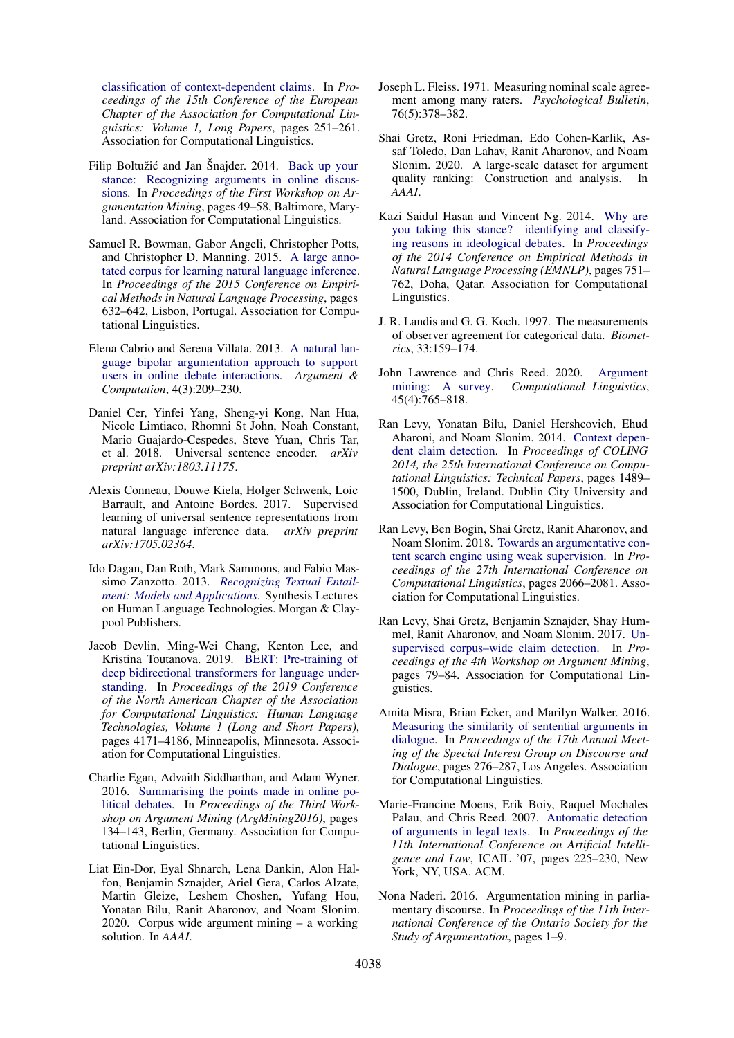classification of context-dependent claims. In *Proceedings of the 15th Conference of the European Chapter of the Association for Computational Linguistics: Volume 1, Long Papers*, pages 251–261. Association for Computational Linguistics.

Filip Boltužić and Jan Šnajder. 2014. Back up your stance: Recognizing arguments in online discussions. In *Proceedings of the First Workshop on Argumentation Mining*, pages 49–58, Baltimore, Maryland. Association for Computational Linguistics.

Samuel R. Bowman, Gabor Angeli, Christopher Potts, and Christopher D. Manning. 2015. A large annotated corpus for learning natural language inference. In *Proceedings of the 2015 Conference on Empirical Methods in Natural Language Processing*, pages 632–642, Lisbon, Portugal. Association for Computational Linguistics.

Elena Cabrio and Serena Villata. 2013. A natural language bipolar argumentation approach to support users in online debate interactions. *Argument & Computation*, 4(3):209–230.

Daniel Cer, Yinfei Yang, Sheng-yi Kong, Nan Hua, Nicole Limtiaco, Rhomni St John, Noah Constant, Mario Guajardo-Cespedes, Steve Yuan, Chris Tar, et al. 2018. Universal sentence encoder. *arXiv preprint arXiv:1803.11175*.

Alexis Conneau, Douwe Kiela, Holger Schwenk, Loic Barrault, and Antoine Bordes. 2017. Supervised learning of universal sentence representations from natural language inference data. *arXiv preprint arXiv:1705.02364*.

Ido Dagan, Dan Roth, Mark Sammons, and Fabio Massimo Zanzotto. 2013. *Recognizing Textual Entailment: Models and Applications*. Synthesis Lectures on Human Language Technologies. Morgan & Claypool Publishers.

Jacob Devlin, Ming-Wei Chang, Kenton Lee, and Kristina Toutanova. 2019. BERT: Pre-training of deep bidirectional transformers for language understanding. In *Proceedings of the 2019 Conference of the North American Chapter of the Association for Computational Linguistics: Human Language Technologies, Volume 1 (Long and Short Papers)*, pages 4171–4186, Minneapolis, Minnesota. Association for Computational Linguistics.

Charlie Egan, Advaith Siddharthan, and Adam Wyner. 2016. Summarising the points made in online political debates. In *Proceedings of the Third Workshop on Argument Mining (ArgMining2016)*, pages 134–143, Berlin, Germany. Association for Computational Linguistics.

Liat Ein-Dor, Eyal Shnarch, Lena Dankin, Alon Halfon, Benjamin Sznajder, Ariel Gera, Carlos Alzate, Martin Gleize, Leshem Choshen, Yufang Hou, Yonatan Bilu, Ranit Aharonov, and Noam Slonim. 2020. Corpus wide argument mining – a working solution. In *AAAI*.

Joseph L. Fleiss. 1971. Measuring nominal scale agreement among many raters. *Psychological Bulletin*, 76(5):378–382.

Shai Gretz, Roni Friedman, Edo Cohen-Karlik, Assaf Toledo, Dan Lahav, Ranit Aharonov, and Noam Slonim. 2020. A large-scale dataset for argument quality ranking: Construction and analysis. In *AAAI*.

Kazi Saidul Hasan and Vincent Ng. 2014. Why are you taking this stance? identifying and classifying reasons in ideological debates. In *Proceedings of the 2014 Conference on Empirical Methods in Natural Language Processing (EMNLP)*, pages 751–762, Doha, Qatar. Association for Computational Linguistics.

J. R. Landis and G. G. Koch. 1997. The measurements of observer agreement for categorical data. *Biometrics*, 33:159–174.

John Lawrence and Chris Reed. 2020. Argument mining: A survey. *Computational Linguistics*, 45(4):765–818.

Ran Levy, Yonatan Bilu, Daniel Hershcovich, Ehud Aharoni, and Noam Slonim. 2014. Context dependent claim detection. In *Proceedings of COLING 2014, the 25th International Conference on Computational Linguistics: Technical Papers*, pages 1489–1500, Dublin, Ireland. Dublin City University and Association for Computational Linguistics.

Ran Levy, Ben Bogin, Shai Gretz, Ranit Aharonov, and Noam Slonim. 2018. Towards an argumentative content search engine using weak supervision. In *Proceedings of the 27th International Conference on Computational Linguistics*, pages 2066–2081. Association for Computational Linguistics.

Ran Levy, Shai Gretz, Benjamin Sznajder, Shay Hummel, Ranit Aharonov, and Noam Slonim. 2017. Unsupervised corpus–wide claim detection. In *Proceedings of the 4th Workshop on Argument Mining*, pages 79–84. Association for Computational Linguistics.

Amita Misra, Brian Ecker, and Marilyn Walker. 2016. Measuring the similarity of sentential arguments in dialogue. In *Proceedings of the 17th Annual Meeting of the Special Interest Group on Discourse and Dialogue*, pages 276–287, Los Angeles. Association for Computational Linguistics.

Marie-Francine Moens, Erik Boiy, Raquel Mochales Palau, and Chris Reed. 2007. Automatic detection of arguments in legal texts. In *Proceedings of the 11th International Conference on Artificial Intelligence and Law*, ICAIL '07, pages 225–230, New York, NY, USA. ACM.

Nona Naderi. 2016. Argumentation mining in parliamentary discourse. In *Proceedings of the 11th International Conference of the Ontario Society for the Study of Argumentation*, pages 1–9.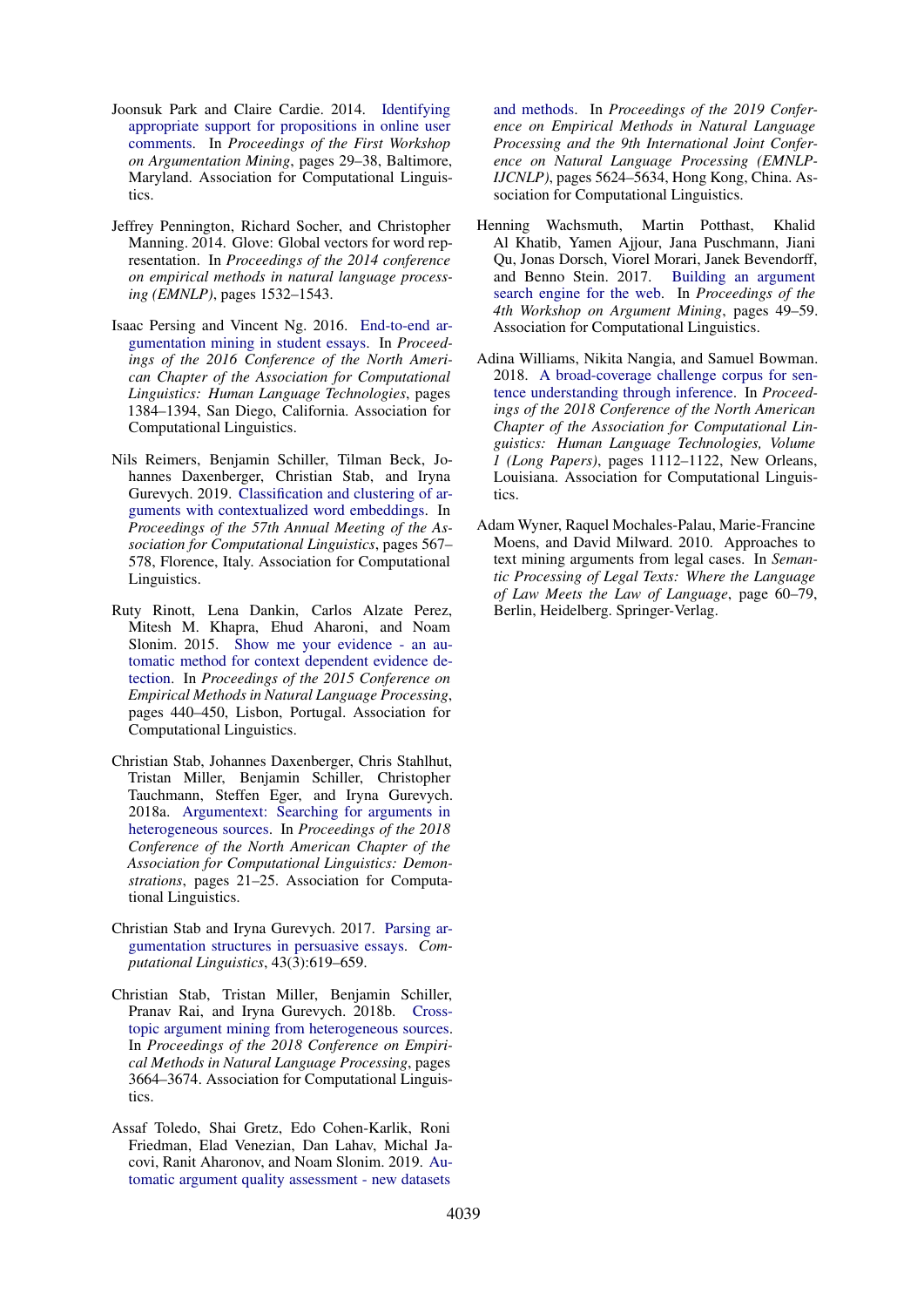Joonsuk Park and Claire Cardie. 2014. Identifying appropriate support for propositions in online user comments. In *Proceedings of the First Workshop on Argumentation Mining*, pages 29–38, Baltimore, Maryland. Association for Computational Linguistics.

Jeffrey Pennington, Richard Socher, and Christopher Manning. 2014. Glove: Global vectors for word representation. In *Proceedings of the 2014 conference on empirical methods in natural language processing (EMNLP)*, pages 1532–1543.

Isaac Persing and Vincent Ng. 2016. End-to-end argumentation mining in student essays. In *Proceedings of the 2016 Conference of the North American Chapter of the Association for Computational Linguistics: Human Language Technologies*, pages 1384–1394, San Diego, California. Association for Computational Linguistics.

Nils Reimers, Benjamin Schiller, Tilman Beck, Johannes Daxenberger, Christian Stab, and Iryna Gurevych. 2019. Classification and clustering of arguments with contextualized word embeddings. In *Proceedings of the 57th Annual Meeting of the Association for Computational Linguistics*, pages 567–578, Florence, Italy. Association for Computational Linguistics.

Ruty Rinott, Lena Dankin, Carlos Alzate Perez, Mitesh M. Khapra, Ehud Aharoni, and Noam Slonim. 2015. Show me your evidence - an automatic method for context dependent evidence detection. In *Proceedings of the 2015 Conference on Empirical Methods in Natural Language Processing*, pages 440–450, Lisbon, Portugal. Association for Computational Linguistics.

Christian Stab, Johannes Daxenberger, Chris Stahlhut, Tristan Miller, Benjamin Schiller, Christopher Tauchmann, Steffen Eger, and Iryna Gurevych. 2018a. Argumentext: Searching for arguments in heterogeneous sources. In *Proceedings of the 2018 Conference of the North American Chapter of the Association for Computational Linguistics: Demonstrations*, pages 21–25. Association for Computational Linguistics.

Christian Stab and Iryna Gurevych. 2017. Parsing argumentation structures in persuasive essays. *Computational Linguistics*, 43(3):619–659.

Christian Stab, Tristan Miller, Benjamin Schiller, Pranav Rai, and Iryna Gurevych. 2018b. Cross-topic argument mining from heterogeneous sources. In *Proceedings of the 2018 Conference on Empirical Methods in Natural Language Processing*, pages 3664–3674. Association for Computational Linguistics.

Assaf Toledo, Shai Gretz, Edo Cohen-Karlik, Roni Friedman, Elad Venezian, Dan Lahav, Michal Jacovi, Ranit Aharonov, and Noam Slonim. 2019. Automatic argument quality assessment - new datasets and methods. In *Proceedings of the 2019 Conference on Empirical Methods in Natural Language Processing and the 9th International Joint Conference on Natural Language Processing (EMNLP-IJCNLP)*, pages 5624–5634, Hong Kong, China. Association for Computational Linguistics.

Henning Wachsmuth, Martin Potthast, Khalid Al Khatib, Yamen Ajjour, Jana Puschmann, Jiani Qu, Jonas Dorsch, Viorel Morari, Janek Bevendorff, and Benno Stein. 2017. Building an argument search engine for the web. In *Proceedings of the 4th Workshop on Argument Mining*, pages 49–59. Association for Computational Linguistics.

Adina Williams, Nikita Nangia, and Samuel Bowman. 2018. A broad-coverage challenge corpus for sentence understanding through inference. In *Proceedings of the 2018 Conference of the North American Chapter of the Association for Computational Linguistics: Human Language Technologies, Volume 1 (Long Papers)*, pages 1112–1122, New Orleans, Louisiana. Association for Computational Linguistics.

Adam Wyner, Raquel Mochales-Palau, Marie-Francine Moens, and David Milward. 2010. Approaches to text mining arguments from legal cases. In *Semantic Processing of Legal Texts: Where the Language of Law Meets the Law of Language*, page 60–79, Berlin, Heidelberg. Springer-Verlag.